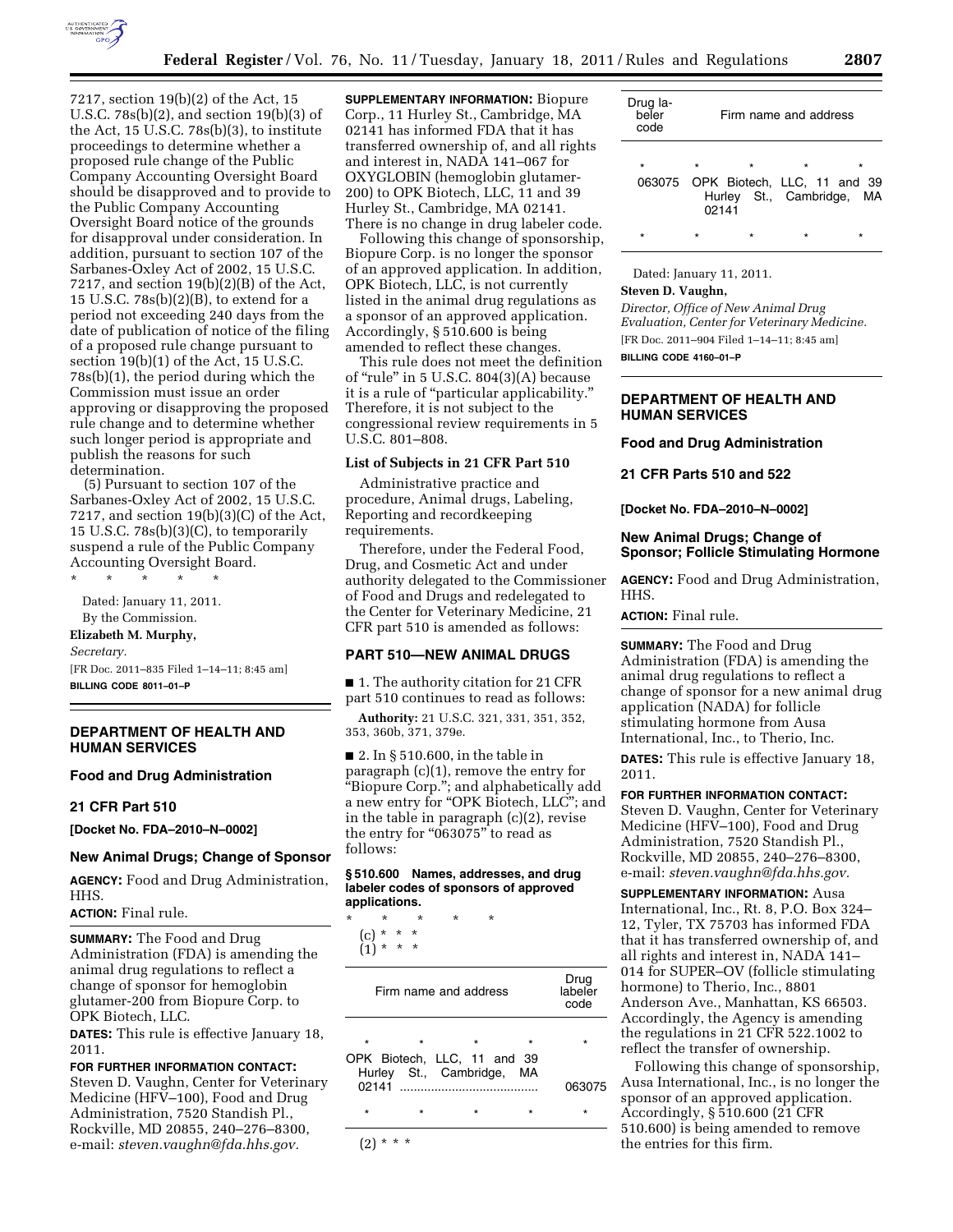7217, section 19(b)(2) of the Act, 15 U.S.C. 78s(b)(2), and section 19(b)(3) of the Act, 15 U.S.C. 78s(b)(3), to institute proceedings to determine whether a proposed rule change of the Public Company Accounting Oversight Board should be disapproved and to provide to the Public Company Accounting Oversight Board notice of the grounds for disapproval under consideration. In addition, pursuant to section 107 of the Sarbanes-Oxley Act of 2002, 15 U.S.C. 7217, and section 19(b)(2)(B) of the Act, 15 U.S.C. 78s(b)(2)(B), to extend for a period not exceeding 240 days from the date of publication of notice of the filing of a proposed rule change pursuant to section 19(b)(1) of the Act, 15 U.S.C. 78s(b)(1), the period during which the Commission must issue an order approving or disapproving the proposed rule change and to determine whether such longer period is appropriate and publish the reasons for such determination.

(5) Pursuant to section 107 of the Sarbanes-Oxley Act of 2002, 15 U.S.C. 7217, and section 19(b)(3)(C) of the Act, 15 U.S.C. 78s(b)(3)(C), to temporarily suspend a rule of the Public Company Accounting Oversight Board.

\* \* \* \* \*

Dated: January 11, 2011.

By the Commission.

**Elizabeth M. Murphy,**

*Secretary.*

[FR Doc. 2011–835 Filed 1–14–11; 8:45 am]

**BILLING CODE 8011–01–P**

## DEPARTMENT OF HEALTH AND HUMAN SERVICES

### Food and Drug Administration

### 21 CFR Part 510

**[Docket No. FDA–2010–N–0002]**

### New Animal Drugs; Change of Sponsor

**AGENCY:** Food and Drug Administration, HHS.

**ACTION:** Final rule.

**SUMMARY:** The Food and Drug Administration (FDA) is amending the animal drug regulations to reflect a change of sponsor for hemoglobin glutamer-200 from Biopure Corp. to OPK Biotech, LLC.

**DATES:** This rule is effective January 18, 2011.

**FOR FURTHER INFORMATION CONTACT:** Steven D. Vaughn, Center for Veterinary Medicine (HFV–100), Food and Drug Administration, 7520 Standish Pl., Rockville, MD 20855, 240–276–8300, e-mail: *steven.vaughn@fda.hhs.gov.*

**SUPPLEMENTARY INFORMATION:** Biopure Corp., 11 Hurley St., Cambridge, MA 02141 has informed FDA that it has transferred ownership of, and all rights and interest in, NADA 141–067 for OXYGLOBIN (hemoglobin glutamer-200) to OPK Biotech, LLC, 11 and 39 Hurley St., Cambridge, MA 02141. There is no change in drug labeler code.

Following this change of sponsorship, Biopure Corp. is no longer the sponsor of an approved application. In addition, OPK Biotech, LLC, is not currently listed in the animal drug regulations as a sponsor of an approved application. Accordingly, § 510.600 is being amended to reflect these changes.

This rule does not meet the definition of "rule" in 5 U.S.C. 804(3)(A) because it is a rule of "particular applicability." Therefore, it is not subject to the congressional review requirements in 5 U.S.C. 801–808.

#### List of Subjects in 21 CFR Part 510

Administrative practice and procedure, Animal drugs, Labeling, Reporting and recordkeeping requirements.

Therefore, under the Federal Food, Drug, and Cosmetic Act and under authority delegated to the Commissioner of Food and Drugs and redelegated to the Center for Veterinary Medicine, 21 CFR part 510 is amended as follows:

#### PART 510—NEW ANIMAL DRUGS

■ 1. The authority citation for 21 CFR part 510 continues to read as follows:

**Authority:** 21 U.S.C. 321, 331, 351, 352, 353, 360b, 371, 379e.

■ 2. In § 510.600, in the table in paragraph (c)(1), remove the entry for "Biopure Corp."; and alphabetically add a new entry for "OPK Biotech, LLC"; and in the table in paragraph (c)(2), revise the entry for "063075" to read as follows:

**§ 510.600 Names, addresses, and drug labeler codes of sponsors of approved applications.**

\* \* \* \* \*

(c) \* \* \*

(1) \* \* \*

| Firm name and address | Drug labeler code |
|---|---|
| \* \* \* \* | \* |
| OPK Biotech, LLC, 11 and 39 Hurley St., Cambridge, MA 02141 | 063075 |
| \* \* \* \* | \* |

(2) \* \* \*

| Drug labeler code | Firm name and address |
|---|---|
| \* | \* \* \* \* |
| 063075 | OPK Biotech, LLC, 11 and 39 Hurley St., Cambridge, MA 02141 |
| \* | \* \* \* \* |

Dated: January 11, 2011.

**Steven D. Vaughn,**

*Director, Office of New Animal Drug Evaluation, Center for Veterinary Medicine.*

[FR Doc. 2011–904 Filed 1–14–11; 8:45 am]

**BILLING CODE 4160–01–P**

## DEPARTMENT OF HEALTH AND HUMAN SERVICES

### Food and Drug Administration

### 21 CFR Parts 510 and 522

**[Docket No. FDA–2010–N–0002]**

### New Animal Drugs; Change of Sponsor; Follicle Stimulating Hormone

**AGENCY:** Food and Drug Administration, HHS.

**ACTION:** Final rule.

**SUMMARY:** The Food and Drug Administration (FDA) is amending the animal drug regulations to reflect a change of sponsor for a new animal drug application (NADA) for follicle stimulating hormone from Ausa International, Inc., to Therio, Inc.

**DATES:** This rule is effective January 18, 2011.

**FOR FURTHER INFORMATION CONTACT:** Steven D. Vaughn, Center for Veterinary Medicine (HFV–100), Food and Drug Administration, 7520 Standish Pl., Rockville, MD 20855, 240–276–8300, e-mail: *steven.vaughn@fda.hhs.gov.*

**SUPPLEMENTARY INFORMATION:** Ausa International, Inc., Rt. 8, P.O. Box 324–12, Tyler, TX 75703 has informed FDA that it has transferred ownership of, and all rights and interest in, NADA 141–014 for SUPER–OV (follicle stimulating hormone) to Therio, Inc., 8801 Anderson Ave., Manhattan, KS 66503. Accordingly, the Agency is amending the regulations in 21 CFR 522.1002 to reflect the transfer of ownership.

Following this change of sponsorship, Ausa International, Inc., is no longer the sponsor of an approved application. Accordingly, § 510.600 (21 CFR 510.600) is being amended to remove the entries for this firm.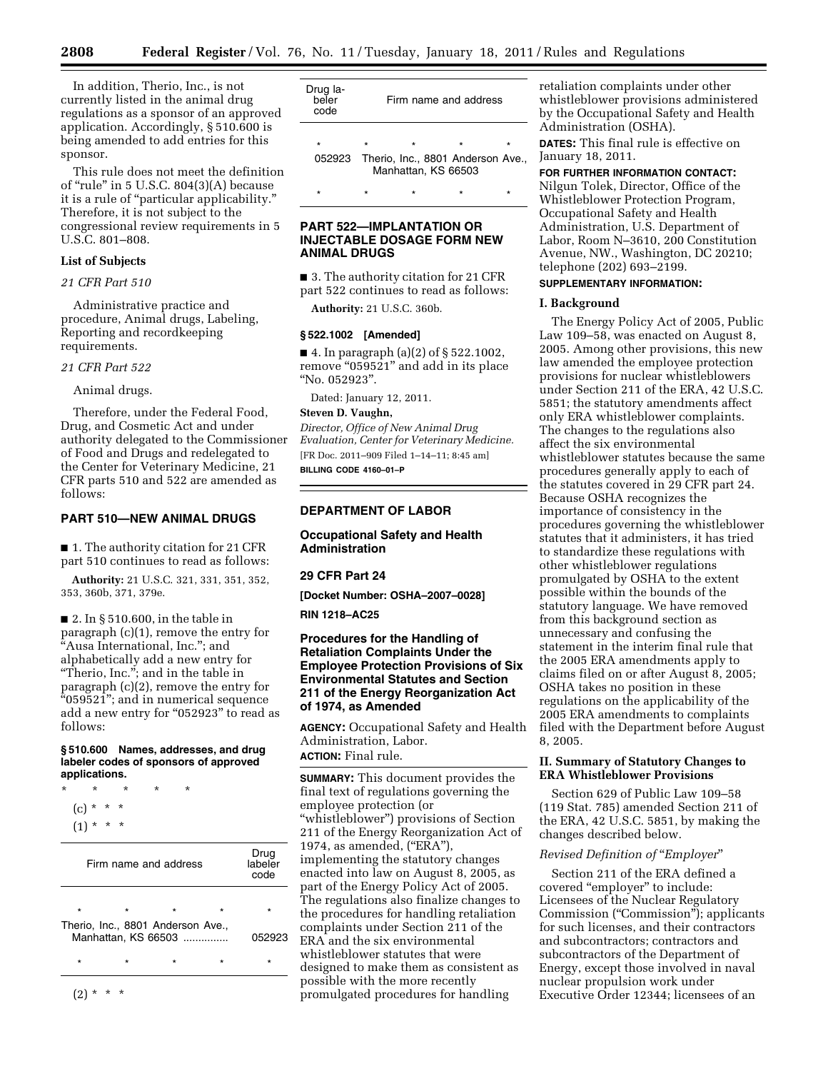In addition, Therio, Inc., is not currently listed in the animal drug regulations as a sponsor of an approved application. Accordingly, § 510.600 is being amended to add entries for this sponsor.

This rule does not meet the definition of "rule" in 5 U.S.C. 804(3)(A) because it is a rule of "particular applicability." Therefore, it is not subject to the congressional review requirements in 5 U.S.C. 801–808.

**List of Subjects**

*21 CFR Part 510*

Administrative practice and procedure, Animal drugs, Labeling, Reporting and recordkeeping requirements.

*21 CFR Part 522*

Animal drugs.

Therefore, under the Federal Food, Drug, and Cosmetic Act and under authority delegated to the Commissioner of Food and Drugs and redelegated to the Center for Veterinary Medicine, 21 CFR parts 510 and 522 are amended as follows:

## PART 510—NEW ANIMAL DRUGS

■ 1. The authority citation for 21 CFR part 510 continues to read as follows:

**Authority:** 21 U.S.C. 321, 331, 351, 352, 353, 360b, 371, 379e.

■ 2. In § 510.600, in the table in paragraph (c)(1), remove the entry for "Ausa International, Inc."; and alphabetically add a new entry for "Therio, Inc."; and in the table in paragraph (c)(2), remove the entry for "059521"; and in numerical sequence add a new entry for "052923" to read as follows:

**§ 510.600 Names, addresses, and drug labeler codes of sponsors of approved applications.**

\* \* \* \* \*

(c) \* \* \*

(1) \* \* \*

| Firm name and address | Drug labeler code |
|---|---|
| \* \* \* \* | \* |
| Therio, Inc., 8801 Anderson Ave., Manhattan, KS 66503 | 052923 |
| \* \* \* \* | \* |

(2) \* \* \*

| Drug labeler code | Firm name and address |
|---|---|
| \* | \* \* \* \* |
| 052923 | Therio, Inc., 8801 Anderson Ave., Manhattan, KS 66503 |
| \* | \* \* \* \* |

## PART 522—IMPLANTATION OR INJECTABLE DOSAGE FORM NEW ANIMAL DRUGS

■ 3. The authority citation for 21 CFR part 522 continues to read as follows:

**Authority:** 21 U.S.C. 360b.

**§ 522.1002 [Amended]**

■ 4. In paragraph (a)(2) of § 522.1002, remove "059521" and add in its place "No. 052923".

Dated: January 12, 2011.

**Steven D. Vaughn,**

*Director, Office of New Animal Drug Evaluation, Center for Veterinary Medicine.*

[FR Doc. 2011–909 Filed 1–14–11; 8:45 am]

**BILLING CODE 4160–01–P**

## DEPARTMENT OF LABOR

### Occupational Safety and Health Administration

### 29 CFR Part 24

**[Docket Number: OSHA–2007–0028]**

**RIN 1218–AC25**

### Procedures for the Handling of Retaliation Complaints Under the Employee Protection Provisions of Six Environmental Statutes and Section 211 of the Energy Reorganization Act of 1974, as Amended

**AGENCY:** Occupational Safety and Health Administration, Labor.

**ACTION:** Final rule.

**SUMMARY:** This document provides the final text of regulations governing the employee protection (or "whistleblower") provisions of Section 211 of the Energy Reorganization Act of 1974, as amended, ("ERA"), implementing the statutory changes enacted into law on August 8, 2005, as part of the Energy Policy Act of 2005. The regulations also finalize changes to the procedures for handling retaliation complaints under Section 211 of the ERA and the six environmental whistleblower statutes that were designed to make them as consistent as possible with the more recently promulgated procedures for handling retaliation complaints under other whistleblower provisions administered by the Occupational Safety and Health Administration (OSHA).

**DATES:** This final rule is effective on January 18, 2011.

**FOR FURTHER INFORMATION CONTACT:** Nilgun Tolek, Director, Office of the Whistleblower Protection Program, Occupational Safety and Health Administration, U.S. Department of Labor, Room N–3610, 200 Constitution Avenue, NW., Washington, DC 20210; telephone (202) 693–2199.

**SUPPLEMENTARY INFORMATION:**

**I. Background**

The Energy Policy Act of 2005, Public Law 109–58, was enacted on August 8, 2005. Among other provisions, this new law amended the employee protection provisions for nuclear whistleblowers under Section 211 of the ERA, 42 U.S.C. 5851; the statutory amendments affect only ERA whistleblower complaints. The changes to the regulations also affect the six environmental whistleblower statutes because the same procedures generally apply to each of the statutes covered in 29 CFR part 24. Because OSHA recognizes the importance of consistency in the procedures governing the whistleblower statutes that it administers, it has tried to standardize these regulations with other whistleblower regulations promulgated by OSHA to the extent possible within the bounds of the statutory language. We have removed from this background section as unnecessary and confusing the statement in the interim final rule that the 2005 ERA amendments apply to claims filed on or after August 8, 2005; OSHA takes no position in these regulations on the applicability of the 2005 ERA amendments to complaints filed with the Department before August 8, 2005.

**II. Summary of Statutory Changes to ERA Whistleblower Provisions**

Section 629 of Public Law 109–58 (119 Stat. 785) amended Section 211 of the ERA, 42 U.S.C. 5851, by making the changes described below.

*Revised Definition of "Employer"*

Section 211 of the ERA defined a covered "employer" to include: Licensees of the Nuclear Regulatory Commission ("Commission"); applicants for such licenses, and their contractors and subcontractors; contractors and subcontractors of the Department of Energy, except those involved in naval nuclear propulsion work under Executive Order 12344; licensees of an